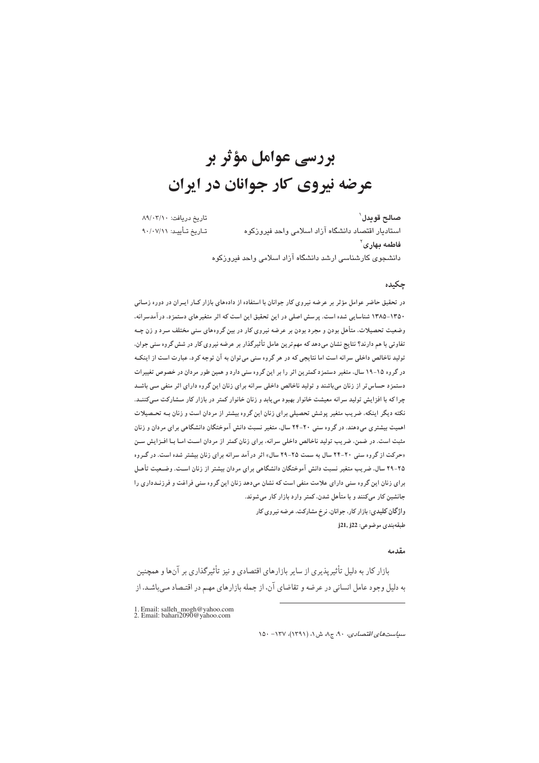# بررسی عوامل مؤثر بر عرضه نیروی کار جوانان در ایران

**صالح قویدل** [1]
استادیار اقتصاد دانشگاه آزاد اسلامی واحد فیروزکوه

**فاطمه بهاری** [2]
دانشجوی کارشناسی ارشد دانشگاه آزاد اسلامی واحد فیروزکوه

تاریخ دریافت: ۸۹/۰۳/۱۰
تاریخ تأیید: ۹۰/۰۷/۱۱

## چکیده

**در تحقیق حاضر عوامل مؤثر بر عرضه نیروی کار جوانان با استفاده از داده‌های بازار کار ایران در دوره زمانی ۱۳۸۵-۱۳۵۰ شناسایی شده است. پرسش اصلی در این تحقیق این است که اثر متغیرهای دستمزد، درآمدسرانه، وضعیت تحصیلات، متأهل بودن و مجرد بودن بر عرضه نیروی کار در بین گروه‌های سنی مختلف مرد و زن چه تفاوتی با هم دارند؟ نتایج نشان می‌دهد که مهم‌ترین عامل تأثیرگذار بر عرضه نیروی کار در شش گروه سنی جوان، تولید ناخالص داخلی سرانه است اما نتایجی که در هر گروه سنی می‌توان به آن توجه کرد، عبارت است از اینکه در گروه ۱۹-۱۵ سال، متغیر دستمزد کمترین اثر را بر این گروه سنی دارد و همین طور مردان در خصوص تغییرات دستمزد حساس‌تر از زنان می‌باشند و تولید ناخالص داخلی سرانه برای زنان این گروه دارای اثر منفی می باشد چرا که با افزایش تولید سرانه معیشت خانوار بهبود می‌یابد و زنان خانوار کمتر در بازار کار مشارکت می‌کنند. نکته دیگر اینکه، ضریب متغیر پوشش تحصیلی برای زنان این گروه بیشتر از مردان است و زنان به تحصیلات اهمیت بیشتری می‌دهند. در گروه سنی ۲۴-۲۰ سال، متغیر نسبت دانش آموختگان دانشگاهی برای مردان و زنان مثبت است. در ضمن، ضریب تولید ناخالص داخلی سرانه، برای زنان کمتر از مردان است اما با افزایش سن «حرکت از گروه سنی ۲۴-۲۰ سال به سمت ۲۹-۲۵ سال» اثر درآمد سرانه برای زنان بیشتر شده است. در گروه ۲۹-۲۵ سال، ضریب متغیر نسبت دانش آموختگان دانشگاهی برای مردان بیشتر از زنان است. وضعیت تأهل برای زنان این گروه سنی دارای علامت منفی است که نشان می‌دهد زنان این گروه سنی فراغت و فرزندداری را جانشین کار می‌کنند و با متأهل شدن، کمتر وارد بازار کار می‌شوند.**

**واژگان کلیدی:** بازار کار، جوانان، نرخ مشارکت، عرضه نیروی کار

طبقه‌بندی موضوعی: j21, j22

## مقدمه

بازار کار به دلیل تأثیرپذیری از سایر بازارهای اقتصادی و نیز تأثیرگذاری بر آن‌ها و همچنین به دلیل وجود عامل انسانی در عرضه و تقاضای آن، از جمله بازارهای مهم در اقتصاد می‌باشد. از

---

1. Email: salleh_mogh@yahoo.com
2. Email: bahari2090@yahoo.com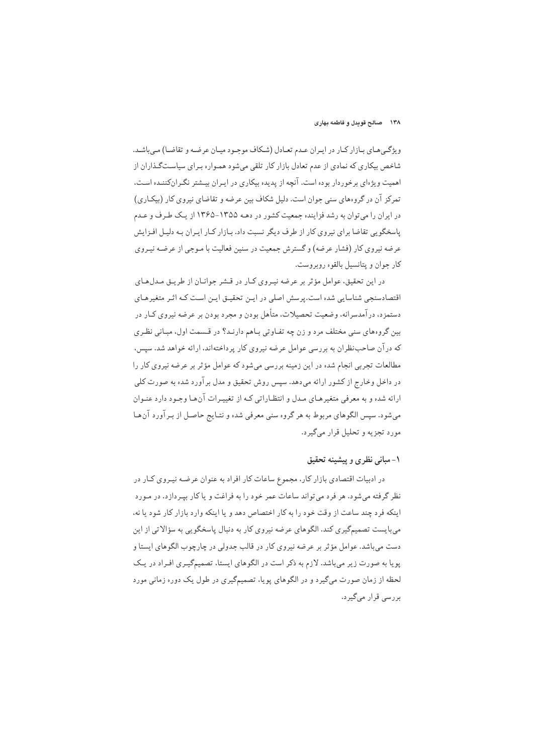ویژگی‌های بازار کار در ایران عدم تعادل (شکاف موجود میان عرضه و تقاضا) می‌باشد. شاخص بیکاری که نمادی از عدم تعادل بازار کار تلقی می‌شود همواره برای سیاست‌گذاران از اهمیت ویژه‌ای برخوردار بوده است. آنچه از پدیده بیکاری در ایران بیشتر نگران‌کننده است، تمرکز آن در گروه‌های سنی جوان است. دلیل شکاف بین عرضه و تقاضای نیروی کار (بیکاری) در ایران را می‌توان به رشد فزاینده جمعیت کشور در دهه ۱۳۵۵-۱۳۶۵ از یک طرف و عدم پاسخگویی تقاضا برای نیروی کار از طرف دیگر نسبت داد. بازار کار ایران به دلیل افزایش عرضه نیروی کار (فشار عرضه) و گسترش جمعیت در سنین فعالیت با موجی از عرضه نیروی کار جوان و پتانسیل بالقوه روبروست.

در این تحقیق، عوامل مؤثر بر عرضه نیروی کار در قشر جوانان از طریق مدل‌های اقتصادسنجی شناسایی شده است. پرسش اصلی در این تحقیق این است که اثر متغیرهای دستمزد، درآمدسرانه، وضعیت تحصیلات، متأهل بودن و مجرد بودن بر عرضه نیروی کار در بین گروه‌های سنی مختلف مرد و زن چه تفاوتی باهم دارند؟ در قسمت اول، مبانی نظری که درآن صاحب‌نظران به بررسی عوامل عرضه نیروی کار پرداخته‌اند، ارائه خواهد شد. سپس، مطالعات تجربی انجام شده در این زمینه بررسی می‌شود که عوامل مؤثر بر عرضه نیروی کار را در داخل وخارج از کشور ارائه می‌دهد. سپس روش تحقیق و مدل برآورد شده به صورت کلی ارائه شده و به معرفی متغیرهای مدل و انتظاراتی که از تغییرات آن‌ها وجود دارد عنوان می‌شود. سپس الگوهای مربوط به هر گروه سنی معرفی شده و نتایج حاصل از برآورد آن‌ها مورد تجزیه و تحلیل قرار می‌گیرد.

## ۱- مبانی نظری و پیشینه تحقیق

در ادبیات اقتصادی بازار کار، مجموع ساعات کار افراد به عنوان عرضه نیروی کار در نظر گرفته می‌شود. هر فرد می‌تواند ساعات عمر خود را به فراغت و یا کار بپردازد. در مورد اینکه فرد چند ساعت از وقت خود را به کار اختصاص دهد و یا اینکه وارد بازار کار شود یا نه، می‌بایست تصمیم‌گیری کند. الگوهای عرضه نیروی کار به دنبال پاسخگویی به سؤالاتی از این دست می‌باشد. عوامل مؤثر بر عرضه نیروی کار در قالب جدولی در چارچوب الگوهای ایستا و پویا به صورت زیر می‌باشد. لازم به ذکر است در الگوهای ایستا، تصمیم‌گیری افراد در یک لحظه از زمان صورت می‌گیرد و در الگوهای پویا، تصمیم‌گیری در طول یک دوره زمانی مورد بررسی قرار می‌گیرد.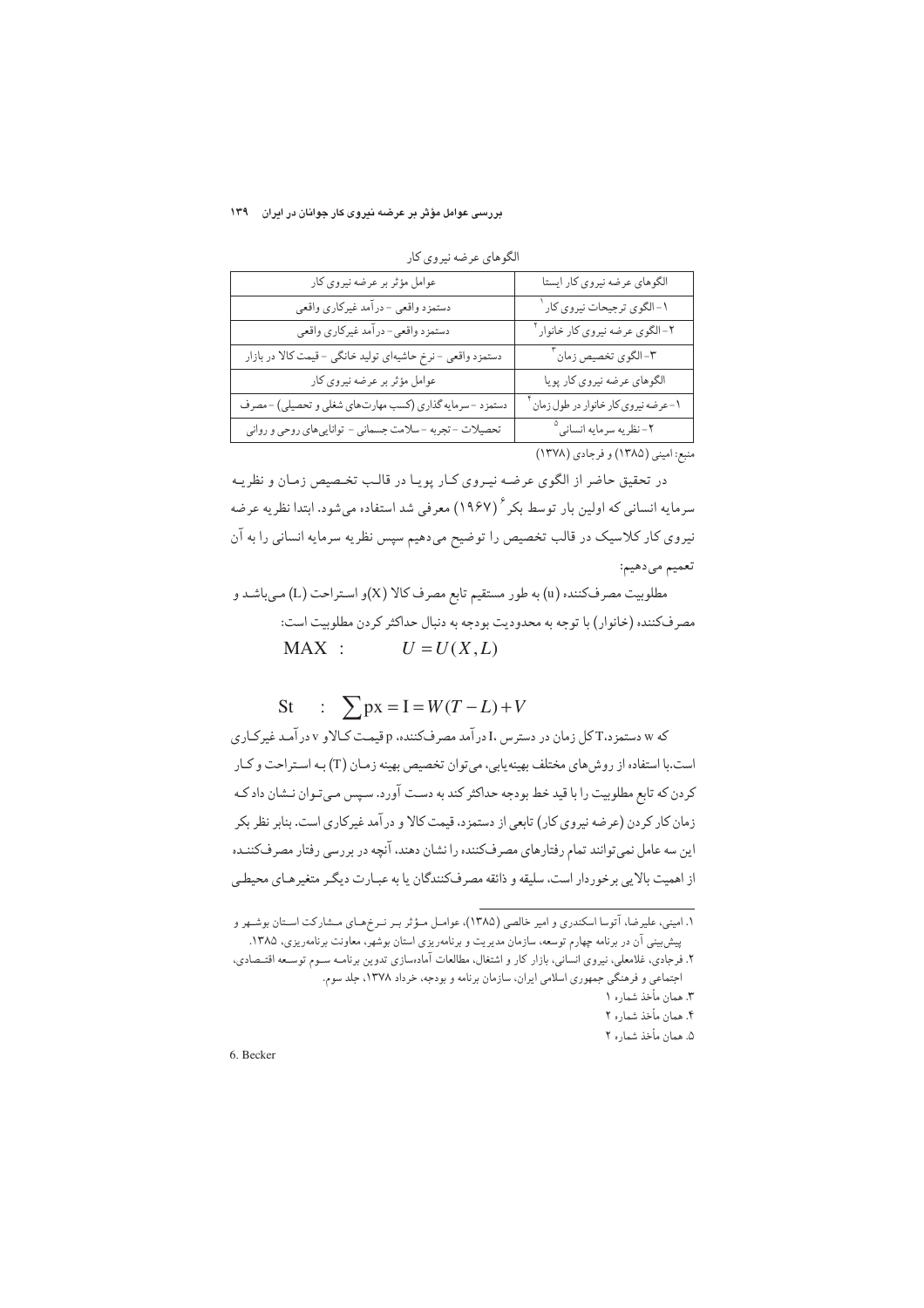الگوهای عرضه نیروی کار

| الگوهای عرضه نیروی کار ایستا | عوامل مؤثر بر عرضه نیروی کار |
| --- | --- |
| ۱- الگوی ترجیحات نیروی کار [1] | دستمزد واقعی - درآمد غیرکاری واقعی |
| ۲- الگوی عرضه نیروی کار خانوار [2] | دستمزد واقعی - درآمد غیرکاری واقعی |
| ۳- الگوی تخصیص زمان [3] | دستمزد واقعی - نرخ حاشیه‌ای تولید خانگی - قیمت کالا در بازار |
| الگوهای عرضه نیروی کار پویا | عوامل مؤثر بر عرضه نیروی کار |
| ۱- عرضه نیروی کار خانوار در طول زمان [4] | دستمزد - سرمایه‌گذاری (کسب مهارت‌های شغلی و تحصیلی) - مصرف |
| ۲- نظریه سرمایه انسانی [5] | تحصیلات - تجربه - سلامت جسمانی - توانایی‌های روحی و روانی |

منبع: امینی (۱۳۸۵) و فرجادی (۱۳۷۸)

در تحقیق حاضر از الگوی عرضه نیروی کار پویا در قالب تخصیص زمان و نظریه سرمایه انسانی که اولین بار توسط بکر [6] (۱۹۶۷) معرفی شد استفاده می‌شود. ابتدا نظریه عرضه نیروی کار کلاسیک در قالب تخصیص را توضیح می‌دهیم سپس نظریه سرمایه انسانی را به آن تعمیم می‌دهیم:

مطلوبیت مصرف‌کننده (u) به طور مستقیم تابع مصرف کالا (X)و استراحت (L) می‌باشد و مصرف‌کننده (خانوار) با توجه به محدودیت بودجه به دنبال حداکثر کردن مطلوبیت است:

$$\text{MAX} \quad : \qquad U = U(X, L)$$

$$\text{St} \quad : \quad \sum px = I = W(T - L) + V$$

که w دستمزد، T کل زمان در دسترس ،I درآمد مصرف‌کننده، p قیمت کالا و v درآمد غیرکاری است.با استفاده از روش‌های مختلف بهینه‌یابی، می‌توان تخصیص بهینه زمان (T) به استراحت و کار کردن که تابع مطلوبیت را با قید خط بودجه حداکثر کند به دست آورد. سپس می‌توان نشان داد که زمان کار کردن (عرضه نیروی کار) تابعی از دستمزد، قیمت کالا و درآمد غیرکاری است. بنابر نظر بکر این سه عامل نمی‌توانند تمام رفتارهای مصرف‌کننده را نشان دهند، آنچه در بررسی رفتار مصرف‌کننده از اهمیت بالایی برخوردار است، سلیقه و ذائقه مصرف‌کنندگان یا به عبارت دیگر متغیرهای محیطی

---

۱. امینی، علیرضا، آتوسا اسکندری و امیر خالصی (۱۳۸۵)، عوامل مؤثر بر نرخ‌های مشارکت استان بوشهر و پیش‌بینی آن در برنامه چهارم توسعه، سازمان مدیریت و برنامه‌ریزی استان بوشهر، معاونت برنامه‌ریزی، ۱۳۸۵.

۲. فرجادی، غلامعلی، نیروی انسانی، بازار کار و اشتغال، مطالعات آماده‌سازی تدوین برنامه سوم توسعه اقتصادی، اجتماعی و فرهنگی جمهوری اسلامی ایران، سازمان برنامه و بودجه، خرداد ۱۳۷۸، جلد سوم.

۳. همان مأخذ شماره ۱

۴. همان مأخذ شماره ۲

۵. همان مأخذ شماره ۲

6. Becker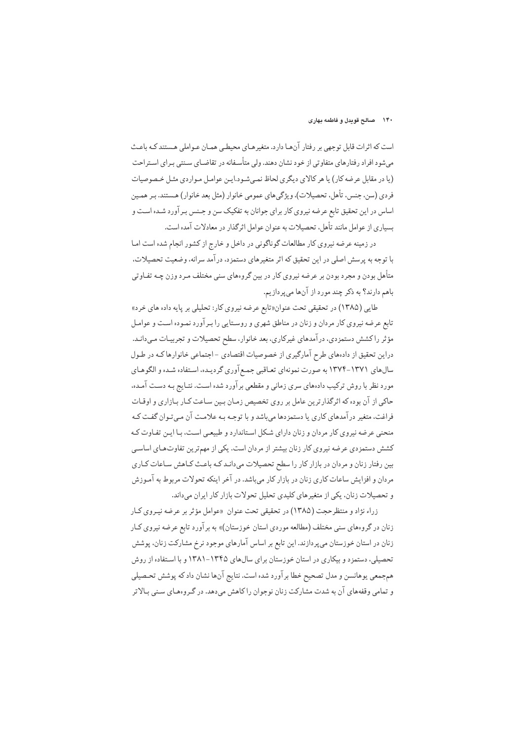است که اثرات قابل توجهی بر رفتار آن‌ها دارد. متغیرهای محیطی همان عواملی هستند که باعث می‌شود افراد رفتارهای متفاوتی از خود نشان دهند. ولی متأسفانه در تقاضای سنتی برای استراحت (یا در مقابل عرضه کار) یا هر کالای دیگری لحاظ نمی‌شود.این عوامل مواردی مثل خصوصیات فردی (سن، جنس، تأهل، تحصیلات)، ویژگی‌های عمومی خانوار (مثل بعد خانوار) هستند. بر همین اساس در این تحقیق تابع عرضه نیروی کار برای جوانان به تفکیک سن و جنس برآورد شده است و بسیاری از عوامل مانند تأهل، تحصیلات به عنوان عوامل اثرگذار در معادلات آمده است.

در زمینه عرضه نیروی کار مطالعات گوناگونی در داخل و خارج از کشور انجام شده است اما با توجه به پرسش اصلی در این تحقیق که اثر متغیرهای دستمزد، درآمد سرانه، وضعیت تحصیلات، متأهل بودن و مجرد بودن بر عرضه نیروی کار در بین گروه‌های سنی مختلف مرد وزن چه تفاوتی باهم دارند؟ به ذکر چند مورد از آن‌ها می‌پردازیم.

طایی (۱۳۸۵) در تحقیقی تحت عنوان«تابع عرضه نیروی کار: تحلیلی بر پایه داده های خرد» تابع عرضه نیروی کار مردان و زنان در مناطق شهری و روستایی را برآورد نموده است و عوامل مؤثر راکشش دستمزدی، درآمدهای غیرکاری، بعد خانوار، سطح تحصیلات و تجربیات می‌داند. دراین تحقیق از داده‌های طرح آمارگیری از خصوصیات اقتصادی - اجتماعی خانوارها که در طول سال‌های ۱۳۷۱-۱۳۷۴ به صورت نمونه‌ای تعاقبی جمع‌آوری گردیده، استفاده شده و الگوهای مورد نظر با روش ترکیب داده‌های سری زمانی و مقطعی برآورد شده است. نتایج به دست آمده، حاکی از آن بوده که اثرگذارترین عامل بر روی تخصیص زمان بین ساعت کار بازاری و اوقات فراغت، متغیر درآمدهای کاری یا دستمزدها می‌باشد و با توجه به علامت آن می‌توان گفت که منحنی عرضه نیروی کار مردان و زنان دارای شکل استاندارد و طبیعی است، با این تفاوت که کشش دستمزدی عرضه نیروی کار زنان بیشتر از مردان است. یکی از مهم‌ترین تفاوت‌های اساسی بین رفتار زنان و مردان در بازار کار را سطح تحصیلات می‌داند که باعث کاهش ساعات کاری مردان و افزایش ساعات کاری زنان در بازار کار می‌باشد. در آخر اینکه تحولات مربوط به آموزش و تحصیلات زنان، یکی از متغیرهای کلیدی تحلیل تحولات بازار کار ایران می‌داند.

زراء نژاد و منتظرحجت (۱۳۸۵) در تحقیقی تحت عنوان «عوامل مؤثر بر عرضه نیروی کار زنان در گروه‌های سنی مختلف (مطالعه موردی استان خوزستان)» به برآورد تابع عرضه نیروی کار زنان در استان خوزستان می‌پردازند. این تابع بر اساس آمارهای موجود نرخ مشارکت زنان، پوشش تحصیلی، دستمزد و بیکاری در استان خوزستان برای سال‌های ۱۳۴۵-۱۳۸۱ و با استفاده از روش هم‌جمعی یوهانسن و مدل تصحیح خطا برآورد شده است. نتایج آن‌ها نشان داد که پوشش تحصیلی و تمامی وقفه‌های آن به شدت مشارکت زنان نوجوان را کاهش می‌دهد. در گروه‌های سنی بالاتر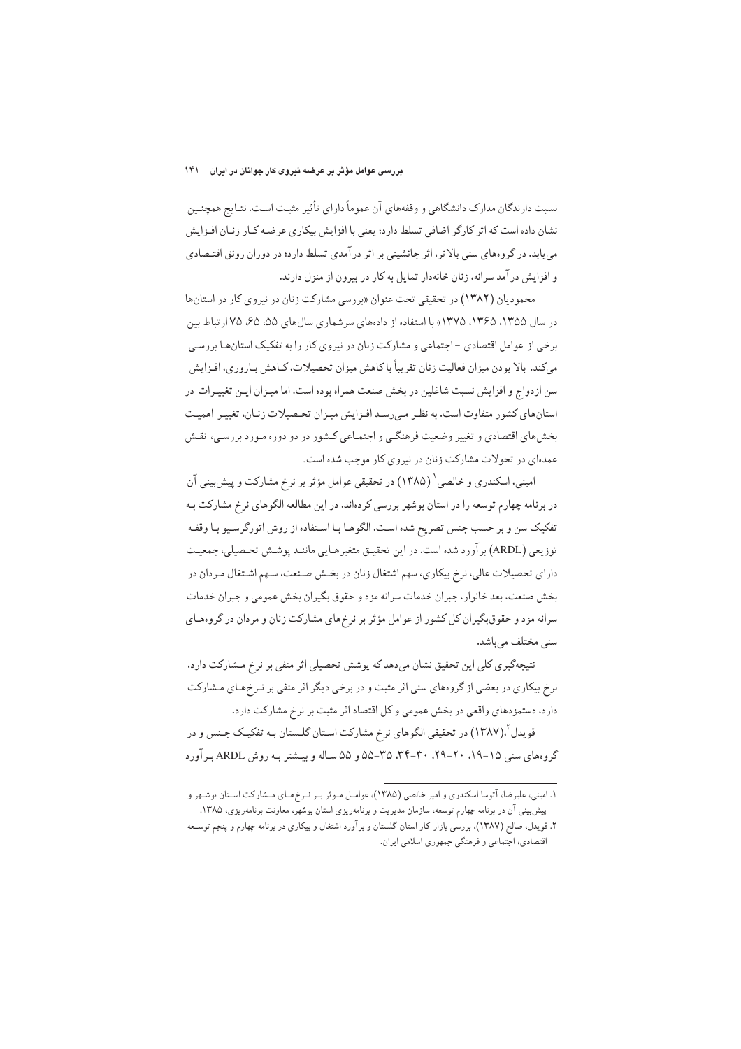نسبت دارندگان مدارک دانشگاهی و وقفه‌های آن عموماً دارای تأثیر مثبت است. نتایج همچنین نشان داده است که اثر کارگر اضافی تسلط دارد؛ یعنی با افزایش بیکاری عرضه کار زنان افزایش می‌یابد. در گروه‌های سنی بالاتر، اثر جانشینی بر اثر درآمدی تسلط دارد؛ در دوران رونق اقتصادی و افزایش درآمد سرانه، زنان خانه‌دار تمایل به کار در بیرون از منزل دارند.

محمودیان (۱۳۸۲) در تحقیقی تحت عنوان «بررسی مشارکت زنان در نیروی کار در استان‌ها در سال ۱۳۵۵، ۱۳۶۵، ۱۳۷۵» با استفاده از داده‌های سرشماری سال‌های ۵۵، ۶۵، ۷۵ ارتباط بین برخی از عوامل اقتصادی - اجتماعی و مشارکت زنان در نیروی کار را به تفکیک استان‌ها بررسی می‌کند. بالا بودن میزان فعالیت زنان تقریباً با کاهش میزان تحصیلات، کاهش باروری، افزایش سن ازدواج و افزایش نسبت شاغلین در بخش صنعت همراه بوده است. اما میزان این تغییرات در استان‌های کشور متفاوت است. به نظر می‌رسد افزایش میزان تحصیلات زنان، تغییر اهمیت بخش‌های اقتصادی و تغییر وضعیت فرهنگی و اجتماعی کشور در دو دوره مورد بررسی، نقش عمده‌ای در تحولات مشارکت زنان در نیروی کار موجب شده است.

امینی، اسکندری و خالصی[1] (۱۳۸۵) در تحقیقی عوامل مؤثر بر نرخ مشارکت و پیش‌بینی آن در برنامه چهارم توسعه را در استان بوشهر بررسی کرده‌اند. در این مطالعه الگوهای نرخ مشارکت به تفکیک سن و بر حسب جنس تصریح شده است. الگوها با استفاده از روش اتورگرسیو با وقفه توزیعی (ARDL) برآورد شده است. در این تحقیق متغیرهایی مانند پوشش تحصیلی، جمعیت دارای تحصیلات عالی، نرخ بیکاری، سهم اشتغال زنان در بخش صنعت، سهم اشتغال مردان در بخش صنعت، بعد خانوار، جبران خدمات سرانه مزد و حقوق بگیران بخش عمومی و جبران خدمات سرانه مزد و حقوق‌بگیران کل کشور از عوامل مؤثر بر نرخ‌های مشارکت زنان و مردان در گروه‌های سنی مختلف می‌باشد.

نتیجه‌گیری کلی این تحقیق نشان می‌دهد که پوشش تحصیلی اثر منفی بر نرخ مشارکت دارد، نرخ بیکاری در بعضی از گروه‌های سنی اثر مثبت و در برخی دیگر اثر منفی بر نرخ‌های مشارکت دارد، دستمزدهای واقعی در بخش عمومی و کل اقتصاد اثر مثبت بر نرخ مشارکت دارد.

قویدل[2]،(۱۳۸۷) در تحقیقی الگوهای نرخ مشارکت استان گلستان به تفکیک جنس و در گروه‌های سنی ۱۵-۱۹، ۲۰-۲۹، ۳۰-۳۴، ۳۵-۵۵ و ۵۵ ساله و بیشتر به روش ARDL برآورد

---

۱. امینی، علیرضا، آتوسا اسکندری و امیر خالصی (۱۳۸۵)، عوامل موثر بر نرخ‌های مشارکت استان بوشهر و پیش‌بینی آن در برنامه چهارم توسعه، سازمان مدیریت و برنامه‌ریزی استان بوشهر، معاونت برنامه‌ریزی، ۱۳۸۵.

۲. قویدل، صالح (۱۳۸۷)، بررسی بازار کار استان گلستان و برآورد اشتغال و بیکاری در برنامه چهارم و پنجم توسعه اقتصادی، اجتماعی و فرهنگی جمهوری اسلامی ایران.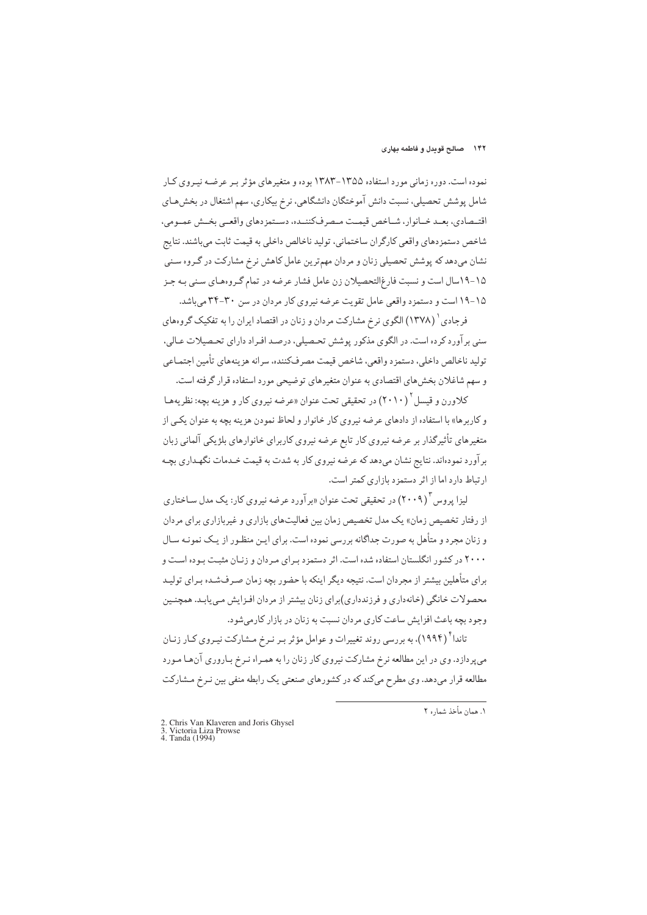نموده است. دوره زمانی مورد استفاده ۱۳۵۵-۱۳۸۳ بوده و متغیرهای مؤثر بر عرضه نیروی کار شامل پوشش تحصیلی، نسبت دانش آموختگان دانشگاهی، نرخ بیکاری، سهم اشتغال در بخش‌های اقتصادی، بعد خانوار، شاخص قیمت مصرف‌کننده، دستمزدهای واقعی بخش عمومی، شاخص دستمزدهای واقعی کارگران ساختمانی، تولید ناخالص داخلی به قیمت ثابت می‌باشند. نتایج نشان می‌دهد که پوشش تحصیلی زنان و مردان مهم‌ترین عامل کاهش نرخ مشارکت در گروه سنی ۱۵-۱۹سال است و نسبت فارغ‌التحصیلان زن عامل فشار عرضه در تمام گروه‌های سنی به جز ۱۵-۱۹ است و دستمزد واقعی عامل تقویت عرضه نیروی کار مردان در سن ۳۰-۳۴ می‌باشد.

فرجادی[1] (۱۳۷۸) الگوی نرخ مشارکت مردان و زنان در اقتصاد ایران را به تفکیک گروه‌های سنی برآورد کرده است. در الگوی مذکور پوشش تحصیلی، درصد افراد دارای تحصیلات عالی، تولید ناخالص داخلی، دستمزد واقعی، شاخص قیمت مصرف‌کننده، سرانه هزینه‌های تأمین اجتماعی و سهم شاغلان بخش‌های اقتصادی به عنوان متغیرهای توضیحی مورد استفاده قرار گرفته است.

کلاورن و قیسل[2] (۲۰۱۰) در تحقیقی تحت عنوان «عرضه نیروی کار و هزینه بچه: نظریه‌ها و کاربرها» با استفاده از داده‌های عرضه نیروی کار خانوار و لحاظ نمودن هزینه بچه به عنوان یکی از متغیرهای تأثیرگذار بر عرضه نیروی کار تابع عرضه نیروی کاربرای خانوارهای بلژیکی آلمانی زبان برآورد نموده‌اند. نتایج نشان می‌دهد که عرضه نیروی کار به شدت به قیمت خدمات نگهداری بچه ارتباط دارد اما از اثر دستمزد بازاری کمتر است.

لیزا پروس[3] (۲۰۰۹) در تحقیقی تحت عنوان «برآورد عرضه نیروی کار: یک مدل ساختاری از رفتار تخصیص زمان» یک مدل تخصیص زمان بین فعالیت‌های بازاری و غیربازاری برای مردان و زنان مجرد و متأهل به صورت جداگانه بررسی نموده است. برای این منظور از یک نمونه سال ۲۰۰۰ در کشور انگلستان استفاده شده است. اثر دستمزد برای مردان و زنان مثبت بوده است و برای متأهلین بیشتر از مجردان است. نتیجه دیگر اینکه با حضور بچه زمان صرف‌شده برای تولید محصولات خانگی (خانه‌داری و فرزندداری)برای زنان بیشتر از مردان افزایش می‌یابد. همچنین وجود بچه باعث افزایش ساعت کاری مردان نسبت به زنان در بازار کارمی‌شود.

تاندا[4] (۱۹۹۴)، به بررسی روند تغییرات و عوامل مؤثر بر نرخ مشارکت نیروی کار زنان می‌پردازد. وی در این مطالعه نرخ مشارکت نیروی کار زنان را به همراه نرخ باروری آن‌ها مورد مطالعه قرار می‌دهد. وی مطرح می‌کند که در کشورهای صنعتی یک رابطه منفی بین نرخ مشارکت

---

[1] همان مأخذ شماره ۲

[2] Chris Van Klaveren and Joris Ghysel

[3] Victoria Liza Prowse

[4] Tanda (1994)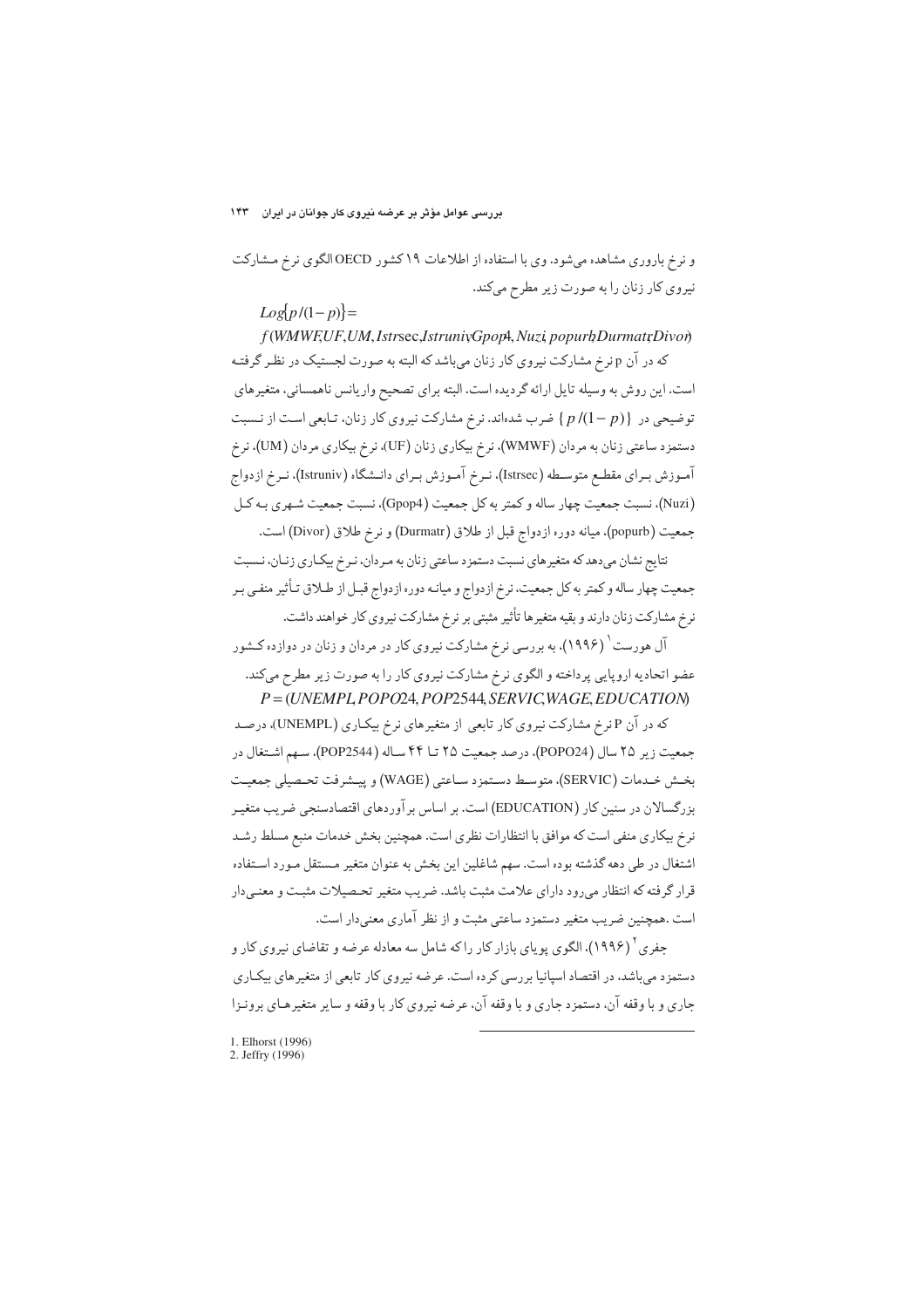و نرخ باروری مشاهده می‌شود. وی با استفاده از اطلاعات ۱۹ کشور OECD الگوی نرخ مشارکت نیروی کار زنان را به صورت زیر مطرح می‌کند.

$$Log\{p/(1-p)\} = f(WMWF, UF, UM, Istrsec, Istruniv, Gpop4, Nuzi, popurb, Durmatr, Divor)$$

که در آن p نرخ مشارکت نیروی کار زنان می‌باشد که البته به صورت لجستیک در نظر گرفته است. این روش به وسیله تایل ارائه گردیده است. البته برای تصحیح واریانس ناهمسانی، متغیرهای توضیحی در $\{p/(1-p)\}$ ضرب شده‌اند. نرخ مشارکت نیروی کار زنان، تابعی است از نسبت دستمزد ساعتی زنان به مردان (WMWF)، نرخ بیکاری زنان (UF)، نرخ بیکاری مردان (UM)، نرخ آموزش برای مقطع متوسطه (Istrsec)، نرخ آموزش برای دانشگاه (Istruniv)، نرخ ازدواج (Nuzi)، نسبت جمعیت چهار ساله و کمتر به کل جمعیت (Gpop4)، نسبت جمعیت شهری به کل جمعیت (popurb)، میانه دوره ازدواج قبل از طلاق (Durmatr) و نرخ طلاق (Divor) است.

نتایج نشان می‌دهد که متغیرهای نسبت دستمزد ساعتی زنان به مردان، نرخ بیکاری زنان، نسبت جمعیت چهار ساله و کمتر به کل جمعیت، نرخ ازدواج و میانه دوره ازدواج قبل از طلاق تأثیر منفی بر نرخ مشارکت زنان دارند و بقیه متغیرها تأثیر مثبتی بر نرخ مشارکت نیروی کار خواهند داشت.

آل هورست[1] (۱۹۹۶)، به بررسی نرخ مشارکت نیروی کار در مردان و زنان در دوازده کشور عضو اتحادیه اروپایی پرداخته و الگوی نرخ مشارکت نیروی کار را به صورت زیر مطرح می‌کند.

$$P = (UNEMPL, POPO24, POP2544, SERVIC, WAGE, EDUCATION)$$

که در آن P نرخ مشارکت نیروی کار تابعی از متغیرهای نرخ بیکاری (UNEMPL)، درصد جمعیت زیر ۲۵ سال (POPO24)، درصد جمعیت ۲۵ تا ۴۴ ساله (POP2544)، سهم اشتغال در بخش خدمات (SERVIC)، متوسط دستمزد ساعتی (WAGE) و پیشرفت تحصیلی جمعیت بزرگسالان در سنین کار (EDUCATION) است. بر اساس برآوردهای اقتصادسنجی ضریب متغیر نرخ بیکاری منفی است که موافق با انتظارات نظری است. همچنین بخش خدمات منبع مسلط رشد اشتغال در طی دهه گذشته بوده است. سهم شاغلین این بخش به عنوان متغیر مستقل مورد استفاده قرار گرفته که انتظار می‌رود دارای علامت مثبت باشد. ضریب متغیر تحصیلات مثبت و معنی‌دار است .همچنین ضریب متغیر دستمزد ساعتی مثبت و از نظر آماری معنی‌دار است.

جفری[2] (۱۹۹۶)، الگوی پویای بازار کار را که شامل سه معادله عرضه و تقاضای نیروی کار و دستمزد می‌باشد، در اقتصاد اسپانیا بررسی کرده است. عرضه نیروی کار تابعی از متغیرهای بیکاری جاری و با وقفه آن، دستمزد جاری و با وقفه آن، عرضه نیروی کار با وقفه و سایر متغیرهای برونزا

---

1. Elhorst (1996)
2. Jeffry (1996)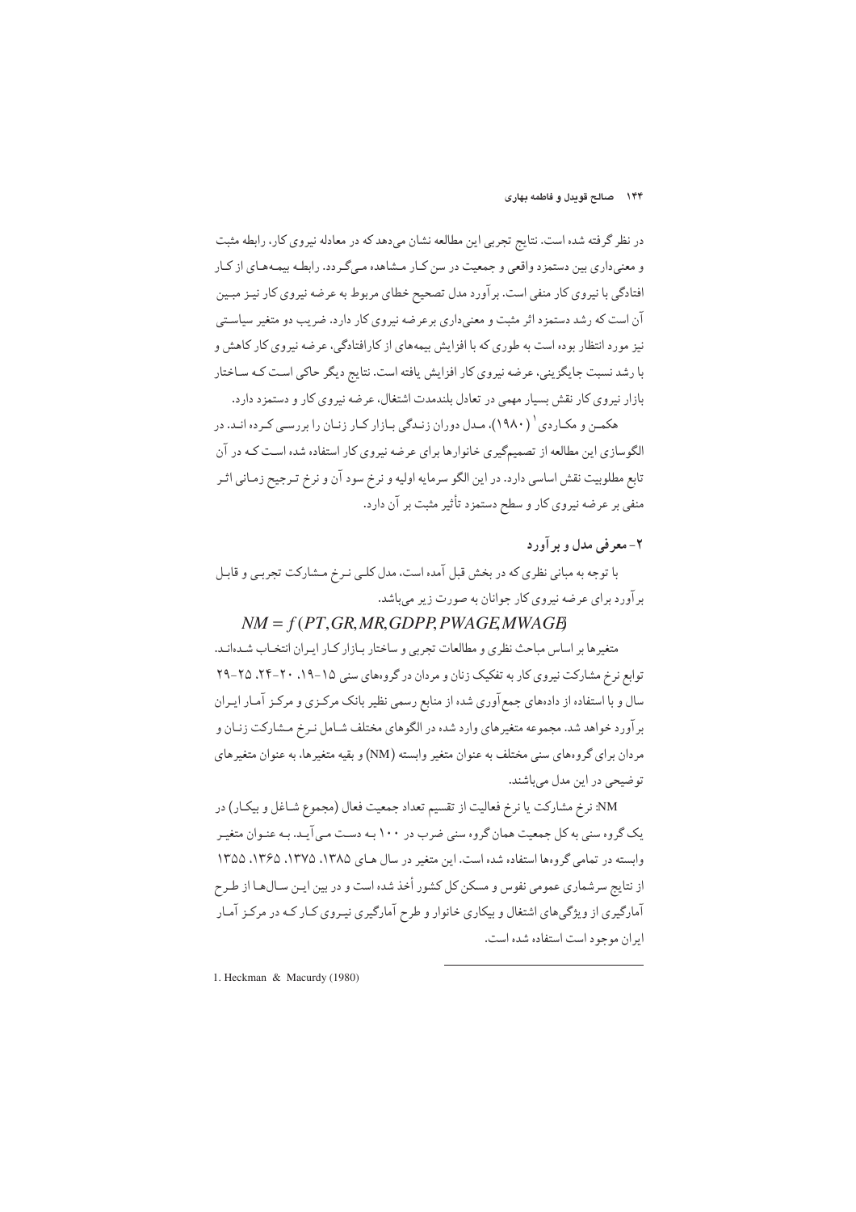در نظر گرفته شده است. نتایج تجربی این مطالعه نشان می‌دهد که در معادله نیروی کار، رابطه مثبت و معنی‌داری بین دستمزد واقعی و جمعیت در سن کـار مـشاهده مـی‌گـردد. رابطـه بیمـه‌هـای از کـار افتادگی با نیروی کار منفی است. برآورد مدل تصحیح خطای مربوط به عرضه نیروی کار نیـز مبـین آن است که رشد دستمزد اثر مثبت و معنی‌داری برعرضه نیروی کار دارد. ضریب دو متغیر سیاسـتی نیز مورد انتظار بوده است به طوری که با افزایش بیمه‌های از کارافتادگی، عرضه نیروی کار کاهش و با رشد نسبت جایگزینی، عرضه نیروی کار افزایش یافته است. نتایج دیگر حاکی اسـت کـه سـاختار بازار نیروی کار نقش بسیار مهمی در تعادل بلندمدت اشتغال، عرضه نیروی کار و دستمزد دارد.

هکمـن و مکـاردی[1] (۱۹۸۰)، مـدل دوران زنـدگی بـازار کـار زنـان را بررسـی کـرده انـد. در الگوسازی این مطالعه از تصمیم‌گیری خانوارها برای عرضه نیروی کار استفاده شده اسـت کـه در آن تابع مطلوبیت نقش اساسی دارد. در این الگو سرمایه اولیه و نرخ سود آن و نرخ تـرجیح زمـانی اثـر منفی بر عرضه نیروی کار و سطح دستمزد تأثیر مثبت بر آن دارد.

## ۲- معرفی مدل و برآورد

با توجه به مبانی نظری که در بخش قبل آمده است، مدل کلـی نـرخ مـشارکت تجربـی و قابـل برآورد برای عرضه نیروی کار جوانان به صورت زیر می‌باشد.

$$NM = f(PT, GR, MR, GDPP, PWAGE, MWAGE)$$

متغیرها بر اساس مباحث نظری و مطالعات تجربی و ساختار بـازار کـار ایـران انتخـاب شـده‌انـد. توابع نرخ مشارکت نیروی کار به تفکیک زنان و مردان در گروه‌های سنی ۱۵-۱۹، ۲۰-۲۴، ۲۵-۲۹ سال و با استفاده از داده‌های جمع‌آوری شده از منابع رسمی نظیر بانک مرکـزی و مرکـز آمـار ایـران برآورد خواهد شد. مجموعه متغیرهای وارد شده در الگوهای مختلف شـامل نـرخ مـشارکت زنـان و مردان برای گروه‌های سنی مختلف به عنوان متغیر وابسته (NM) و بقیه متغیرها، به عنوان متغیرهای توضیحی در این مدل می‌باشند.

NM: نرخ مشارکت یا نرخ فعالیت از تقسیم تعداد جمعیت فعال (مجموع شـاغل و بیکـار) در یک گروه سنی به کل جمعیت همان گروه سنی ضرب در ۱۰۰ بـه دسـت مـی‌آیـد. بـه عنـوان متغیـر وابسته در تمامی گروه‌ها استفاده شده است. این متغیر در سال هـای ۱۳۸۵، ۱۳۷۵، ۱۳۶۵، ۱۳۵۵ از نتایج سرشماری عمومی نفوس و مسکن کل کشور أخذ شده است و در بین ایـن سـال‌هـا از طـرح آمارگیری از ویژگی‌های اشتغال و بیکاری خانوار و طرح آمارگیری نیـروی کـار کـه در مرکـز آمـار ایران موجود است استفاده شده است.

---

1. Heckman & Macurdy (1980)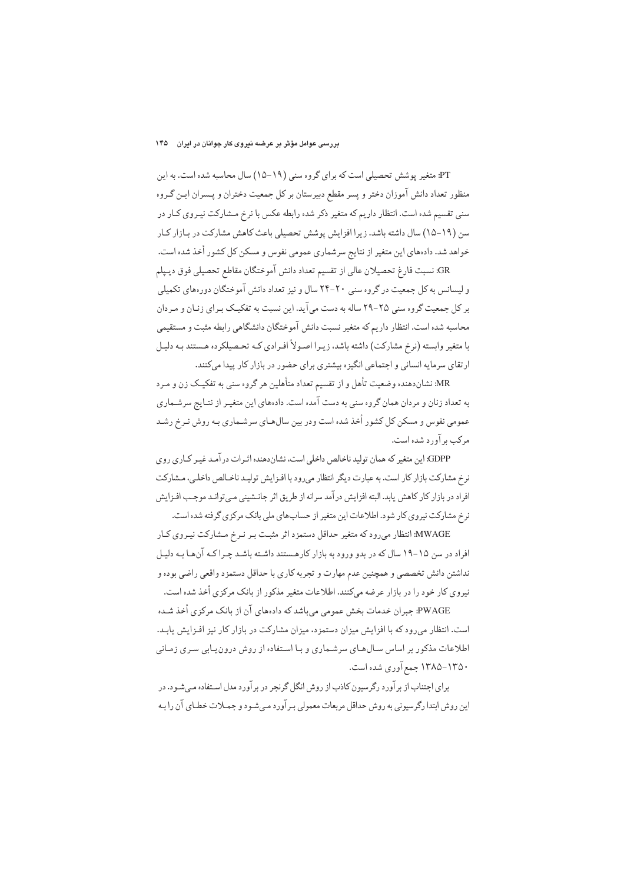PT: متغیر پوشش تحصیلی است که برای گروه سنی (۱۹–۱۵) سال محاسبه شده است. به این منظور تعداد دانش آموزان دختر و پسر مقطع دبیرستان بر کل جمعیت دختران و پسران این گروه سنی تقسیم شده است. انتظار داریم که متغیر ذکر شده رابطه عکس با نرخ مشارکت نیروی کار در سن (۱۹–۱۵) سال داشته باشد. زیرا افزایش پوشش تحصیلی باعث کاهش مشارکت در بازار کار خواهد شد. داده‌های این متغیر از نتایج سرشماری عمومی نفوس و مسکن کل کشور أخذ شده است.

GR: نسبت فارغ تحصیلان عالی از تقسیم تعداد دانش آموختگان مقاطع تحصیلی فوق دیپلم و لیسانس به کل جمعیت در گروه سنی ۲۰–۲۴ سال و نیز تعداد دانش آموختگان دوره‌های تکمیلی بر کل جمعیت گروه سنی ۲۵–۲۹ ساله به دست می‌آید. این نسبت به تفکیک برای زنان و مردان محاسبه شده است. انتظار داریم که متغیر نسبت دانش آموختگان دانشگاهی رابطه مثبت و مستقیمی با متغیر وابسته (نرخ مشارکت) داشته باشد، زیرا اصولاً افرادی که تحصیلکرده هستند به دلیل ارتقای سرمایه انسانی و اجتماعی انگیزه بیشتری برای حضور در بازار کار پیدا می‌کنند.

MR: نشان‌دهنده وضعیت تأهل و از تقسیم تعداد متأهلین هر گروه سنی به تفکیک زن و مرد به تعداد زنان و مردان همان گروه سنی به دست آمده است. داده‌های این متغیر از نتایج سرشماری عمومی نفوس و مسکن کل کشور أخذ شده است ودر بین سال‌های سرشماری به روش نرخ رشد مرکب برآورد شده است.

GDPP: این متغیر که همان تولید ناخالص داخلی است، نشان‌دهنده اثرات درآمد غیر کاری روی نرخ مشارکت بازار کار است. به عبارت دیگر انتظار می‌رود با افزایش تولید ناخالص داخلی، مشارکت افراد در بازار کار کاهش یابد. البته افزایش درآمد سرانه از طریق اثر جانشینی می‌تواند موجب افزایش نرخ مشارکت نیروی کار شود. اطلاعات این متغیر از حساب‌های ملی بانک مرکزی گرفته شده است.

MWAGE: انتظار می‌رود که متغیر حداقل دستمزد اثر مثبت بر نرخ مشارکت نیروی کار افراد در سن ۱۵–۱۹ سال که در بدو ورود به بازار کارهستند داشته باشد چرا که آن‌ها به دلیل نداشتن دانش تخصصی و همچنین عدم مهارت و تجربه کاری با حداقل دستمزد واقعی راضی بوده و نیروی کار خود را در بازار عرضه می‌کنند. اطلاعات متغیر مذکور از بانک مرکزی أخذ شده است.

PWAGE: جبران خدمات بخش عمومی می‌باشد که داده‌های آن از بانک مرکزی أخذ شده است. انتظار می‌رود که با افزایش میزان دستمزد، میزان مشارکت در بازار کار نیز افزایش یابد. اطلاعات مذکور بر اساس سال‌های سرشماری و با استفاده از روش درون‌یابی سری زمانی ۱۳۵۰–۱۳۸۵ جمع‌آوری شده است.

برای اجتناب از برآورد رگرسیون کاذب از روش انگل گرنجر در برآورد مدل استفاده می‌شود. در این روش ابتدا رگرسیونی به روش حداقل مربعات معمولی برآورد می‌شود و جملات خطای آن را به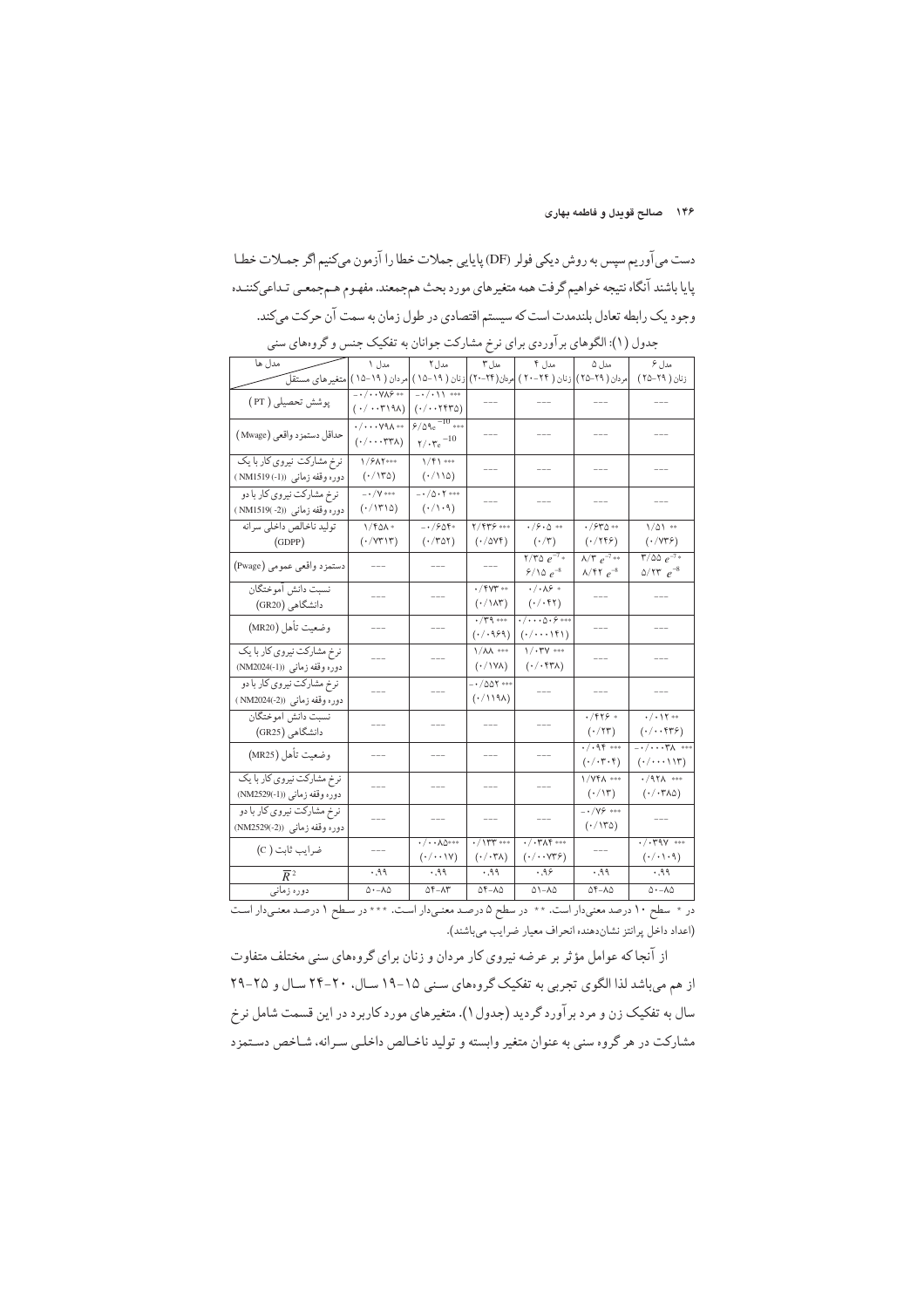دست می‌آوریم سپس به روش دیکی فولر (DF) پایایی جملات خطا را آزمون می‌کنیم اگر جمـلات خطـا پایا باشند آنگاه نتیجه خواهیم گرفت همه متغیرهای مورد بحث هم‌جمعند. مفهوم هـم‌جمعـی تـداعی‌کننـده وجود یک رابطه تعادل بلندمدت است که سیستم اقتصادی در طول زمان به سمت آن حرکت می‌کند.

جدول (۱): الگوهای برآوردی برای نرخ مشارکت جوانان به تفکیک جنس و گروه‌های سنی

| مدل‌ها / متغیرهای مستقل | مدل ۱ مردان (۱۹-۱۵) | مدل ۲ زنان (۱۹-۱۵) | مدل ۳ مردان (۲۴-۲۰) | مدل ۴ زنان (۲۴-۲۰) | مدل ۵ مردان (۲۹-۲۵) | مدل ۶ زنان (۲۹-۲۵) |
|---|---|---|---|---|---|---|
| پوشش تحصیلی (PT) | \*\* ۰/۰۰۷۸۶- (۰/۰۰۳۱۹۸) | \*\*\* ۰/۰۱۱- (۰/۰۰۲۴۳۵) | --- | --- | --- | --- |
| حداقل دستمزد واقعی (Mwage) | \*\* ۰/۰۰۰۷۹۸ (۰/۰۰۰۳۳۸) | \*\*\* $۶/۵۹e^{-10}$ ($۲/۰۳e^{-10}$) | --- | --- | --- | --- |
| نرخ مشارکت نیروی کار با یک دوره وقفه زمانی (NM1519(-1)) | \*\*\* ۱/۶۸۲ (۰/۱۳۵) | \*\*\* ۱/۴۱ (۰/۱۱۵) | --- | --- | --- | --- |
| نرخ مشارکت نیروی کار با دو دوره وقفه زمانی (NM1519(-2)) | \*\*\* ۰/۷- (۰/۱۳۱۵) | \*\*\* ۰/۵۰۲- (۰/۱۰۹) | --- | --- | --- | --- |
| تولید ناخالص داخلی سرانه (GDPP) | \* ۱/۴۵۸ (۰/۷۳۱۳) | \* ۰/۶۵۴- (۰/۳۵۲) | \*\*\* ۲/۴۳۶ (۰/۵۷۴) | \*\* ۰/۶۰۵ (۰/۳) | \*\* ۰/۶۳۵ (۰/۲۴۶) | \*\* ۱/۵۱ (۰/۷۳۶) |
| دستمزد واقعی عمومی (Pwage) | --- | --- | --- | \* $۲/۳۵\ e^{-7}$ ($۶/۱۵\ e^{-8}$) | \*\* $۸/۳\ e^{-7}$ ($۸/۴۲\ e^{-8}$) | \* $۳/۵۵\ e^{-7}$ ($۵/۲۳\ e^{-8}$) |
| نسبت دانش آموختگان دانشگاهی (GR20) | --- | --- | \*\* ۰/۴۷۳ (۰/۱۸۳) | \* ۰/۰۸۶ (۰/۰۴۲) | --- | --- |
| وضعیت تأهل (MR20) | --- | --- | \*\*\* ۰/۳۹ (۰/۰۹۶۹) | \*\*\* ۰/۰۰۰۵۰۶ (۰/۰۰۰۱۴۱) | --- | --- |
| نرخ مشارکت نیروی کار با یک دوره وقفه زمانی (NM2024(-1)) | --- | --- | \*\*\* ۱/۸۸ (۰/۱۷۸) | \*\*\* ۱/۰۳۷ (۰/۰۴۳۸) | --- | --- |
| نرخ مشارکت نیروی کار با دو دوره وقفه زمانی (NM2024(-2)) | --- | --- | \*\*\* ۰/۵۵۲- (۰/۱۱۹۸) | --- | --- | --- |
| نسبت دانش آموختگان دانشگاهی (GR25) | --- | --- | --- | --- | \* ۰/۴۲۶ (۰/۲۳) | \*\* ۰/۰۱۲ (۰/۰۰۴۳۶) |
| وضعیت تأهل (MR25) | --- | --- | --- | --- | \*\*\* ۰/۰۹۴ (۰/۰۳۰۴) | \*\*\* ۰/۰۰۰۳۸- (۰/۰۰۰۱۱۳) |
| نرخ مشارکت نیروی کار با یک دوره وقفه زمانی (NM2529(-1)) | --- | --- | --- | --- | \*\*\* ۱/۷۴۸ (۰/۱۳) | \*\*\* ۰/۹۲۸ (۰/۰۳۸۵) |
| نرخ مشارکت نیروی کار با دو دوره وقفه زمانی (NM2529(-2)) | --- | --- | --- | --- | \*\*\* ۰/۷۶- (۰/۱۳۵) | --- |
| ضرایب ثابت (C) | --- | \*\*\* ۰/۰۰۸۵ (۰/۰۰۱۷) | \*\*\* ۰/۱۳۳ (۰/۰۳۸) | \*\*\* ۰/۰۳۸۴ (۰/۰۰۷۳۶) | --- | \*\*\* ۰/۰۳۹۷ (۰/۰۱۰۹) |
| $\overline{R}^2$ | ۰/۹۹ | ۰/۹۹ | ۰/۹۹ | ۰/۹۶ | ۰/۹۹ | ۰/۹۹ |
| دوره زمانی | ۸۵-۵۰ | ۸۳-۵۴ | ۸۵-۵۴ | ۸۵-۵۱ | ۸۵-۵۴ | ۸۵-۵۰ |

در \* سطح ۱۰ درصد معنی‌دار است، \*\* در سطح ۵ درصد معنی‌دار است، \*\*\* در سطح ۱ درصد معنی‌دار است (اعداد داخل پرانتز نشان‌دهنده انحراف معیار ضرایب می‌باشند).

از آنجا که عوامل مؤثر بر عرضه نیروی کار مردان و زنان برای گروه‌های سنی مختلف متفاوت از هم می‌باشد لذا الگوی تجربی به تفکیک گروه‌های سنی ۱۹-۱۵ سال، ۲۴-۲۰ سال و ۲۹-۲۵ سال به تفکیک زن و مرد برآورد گردید (جدول ۱). متغیرهای مورد کاربرد در این قسمت شامل نرخ مشارکت در هر گروه سنی به عنوان متغیر وابسته و تولید ناخالص داخلی سرانه، شاخص دستمزد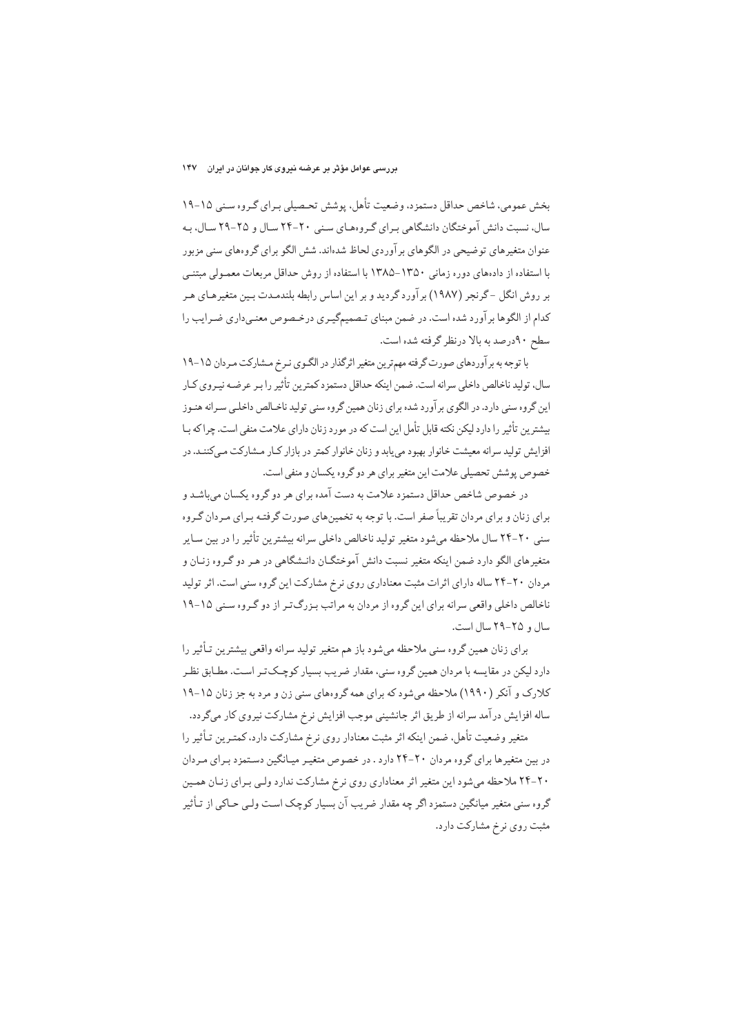بخش عمومی، شاخص حداقل دستمزد، وضعیت تأهل، پوشش تحصیلی برای گروه سنی ۱۵-۱۹ سال، نسبت دانش آموختگان دانشگاهی برای گروه‌های سنی ۲۰-۲۴ سال و ۲۵-۲۹ سال، به عنوان متغیرهای توضیحی در الگوهای برآوردی لحاظ شده‌اند. شش الگو برای گروه‌های سنی مزبور با استفاده از داده‌های دوره زمانی ۱۳۵۰-۱۳۸۵ با استفاده از روش حداقل مربعات معمولی مبتنی بر روش انگل -گرنجر (۱۹۸۷) برآورد گردید و بر این اساس رابطه بلندمدت بین متغیرهای هر کدام از الگوها برآورد شده است. در ضمن مبنای تصمیم‌گیری درخصوص معنی‌داری ضرایب را سطح ۹۰درصد به بالا درنظر گرفته شده است.

با توجه به برآوردهای صورت گرفته مهم‌ترین متغیر اثرگذار در الگوی نرخ مشارکت مردان ۱۵-۱۹ سال، تولید ناخالص داخلی سرانه است. ضمن اینکه حداقل دستمزد کمترین تأثیر را بر عرضه نیروی کار این گروه سنی دارد. در الگوی برآورد شده برای زنان همین گروه سنی تولید ناخالص داخلی سرانه هنوز بیشترین تأثیر را دارد لیکن نکته قابل تأمل این است که در مورد زنان دارای علامت منفی است. چرا که با افزایش تولید سرانه معیشت خانوار بهبود می‌یابد و زنان خانوار کمتر در بازار کار مشارکت می‌کنند. در خصوص پوشش تحصیلی علامت این متغیر برای هر دو گروه یکسان و منفی است.

در خصوص شاخص حداقل دستمزد علامت به دست آمده برای هر دو گروه یکسان می‌باشد و برای زنان و برای مردان تقریباً صفر است. با توجه به تخمین‌های صورت گرفته برای مردان گروه سنی ۲۰-۲۴ سال ملاحظه می‌شود متغیر تولید ناخالص داخلی سرانه بیشترین تأثیر را در بین سایر متغیرهای الگو دارد ضمن اینکه متغیر نسبت دانش آموختگان دانشگاهی در هر دو گروه زنان و مردان ۲۰-۲۴ ساله دارای اثرات مثبت معناداری روی نرخ مشارکت این گروه سنی است. اثر تولید ناخالص داخلی واقعی سرانه برای این گروه از مردان به مراتب بزرگ‌تر از دو گروه سنی ۱۵-۱۹ سال و ۲۵-۲۹ سال است.

برای زنان همین گروه سنی ملاحظه می‌شود باز هم متغیر تولید سرانه واقعی بیشترین تأثیر را دارد لیکن در مقایسه با مردان همین گروه سنی، مقدار ضریب بسیار کوچک‌تر است. مطابق نظر کلارک و آنکر (۱۹۹۰) ملاحظه می‌شود که برای همه گروه‌های سنی زن و مرد به جز زنان ۱۵-۱۹ ساله افزایش درآمد سرانه از طریق اثر جانشینی موجب افزایش نرخ مشارکت نیروی کار می‌گردد.

متغیر وضعیت تأهل، ضمن اینکه اثر مثبت معنادار روی نرخ مشارکت دارد، کمترین تأثیر را در بین متغیرها برای گروه مردان ۲۰-۲۴ دارد . در خصوص متغیر میانگین دستمزد برای مردان ۲۰-۲۴ ملاحظه می‌شود این متغیر اثر معناداری روی نرخ مشارکت ندارد ولی برای زنان همین گروه سنی متغیر میانگین دستمزد اگر چه مقدار ضریب آن بسیار کوچک است ولی حاکی از تأثیر مثبت روی نرخ مشارکت دارد.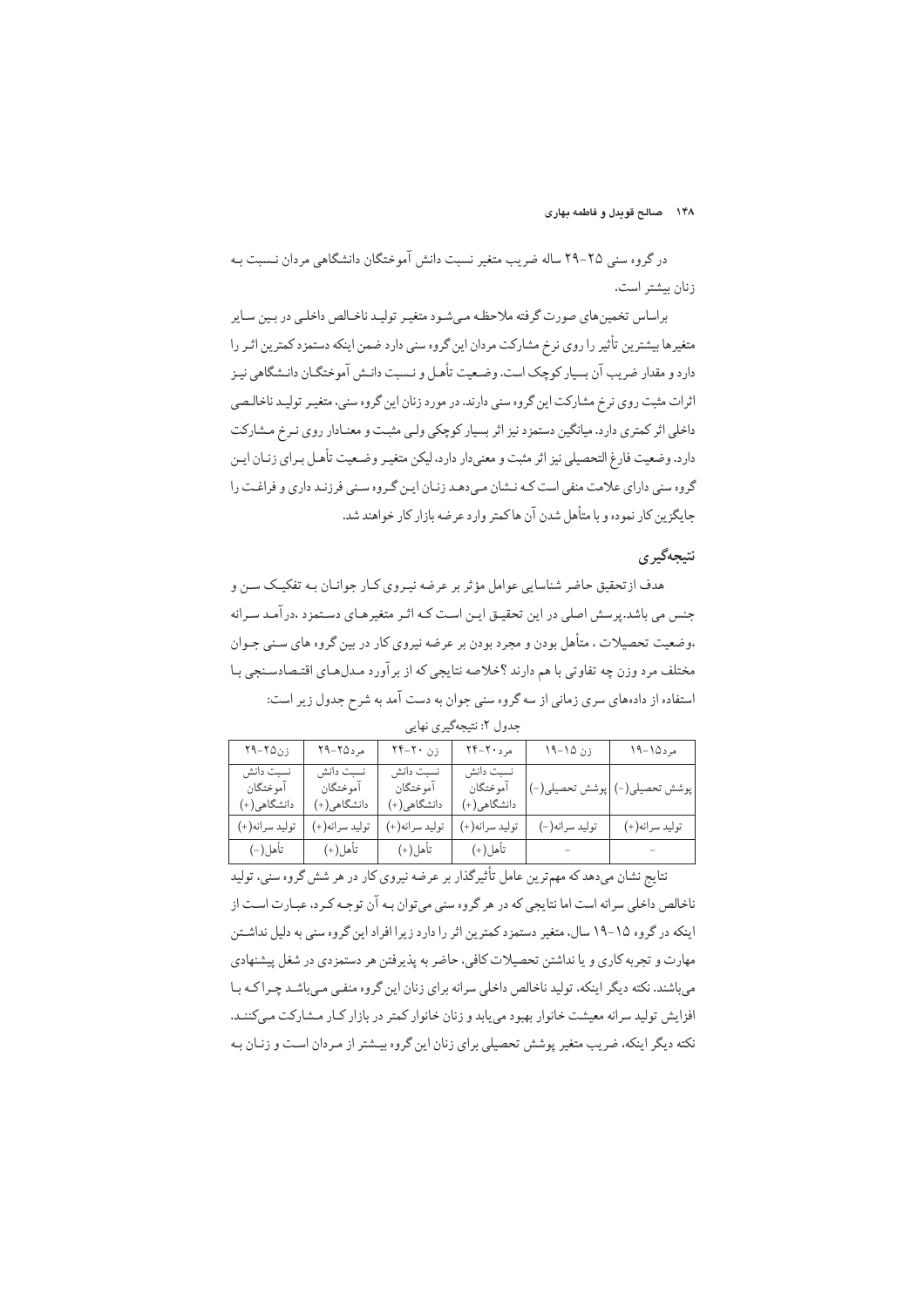در گروه سنی ۲۵-۲۹ ساله ضریب متغیر نسبت دانش آموختگان دانشگاهی مردان نسبت به زنان بیشتر است.

براساس تخمین‌های صورت گرفته ملاحظه می‌شود متغیر تولید ناخالص داخلی در بین سایر متغیرها بیشترین تأثیر را روی نرخ مشارکت مردان این گروه سنی دارد ضمن اینکه دستمزد کمترین اثر را دارد و مقدار ضریب آن بسیار کوچک است. وضعیت تأهل و نسبت دانش آموختگان دانشگاهی نیز اثرات مثبت روی نرخ مشارکت این گروه سنی دارند. در مورد زنان این گروه سنی، متغیر تولید ناخالصی داخلی اثر کمتری دارد. میانگین دستمزد نیز اثر بسیار کوچکی ولی مثبت و معنادار روی نرخ مشارکت دارد. وضعیت فارغ التحصیلی نیز اثر مثبت و معنی‌دار دارد، لیکن متغیر وضعیت تأهل برای زنان این گروه سنی دارای علامت منفی است که نشان می‌دهد زنان این گروه سنی فرزند داری و فراغت را جایگزین کار نموده و با متأهل شدن آن ها کمتر وارد عرضه بازار کار خواهند شد.

## نتیجه‌گیری

هدف ازتحقیق حاضر شناسایی عوامل مؤثر بر عرضه نیروی کار جوانان به تفکیک سن و جنس می باشد.پرسش اصلی در این تحقیق این است که اثر متغیرهای دستمزد ،درآمد سرانه ،وضعیت تحصیلات ، متأهل بودن و مجرد بودن بر عرضه نیروی کار در بین گروه های سنی جوان مختلف مرد وزن چه تفاوتی با هم دارند ؟خلاصه نتایجی که از برآورد مدل‌های اقتصادسنجی با استفاده از داده‌های سری زمانی از سه گروه سنی جوان به دست آمد به شرح جدول زیر است:

جدول ۲: نتیجه‌گیری نهایی

| مرد۱۵-۱۹ | زن ۱۵-۱۹ | مرد۲۰-۲۴ | زن ۲۰-۲۴ | مرد۲۵-۲۹ | زن۲۵-۲۹ |
|---|---|---|---|---|---|
| پوشش تحصیلی(-) | پوشش تحصیلی(-) | نسبت دانش آموختگان دانشگاهی(+) | نسبت دانش آموختگان دانشگاهی(+) | نسبت دانش آموختگان دانشگاهی(+) | نسبت دانش آموختگان دانشگاهی(+) |
| تولید سرانه(+) | تولید سرانه(-) | تولید سرانه(+) | تولید سرانه(+) | تولید سرانه(+) | تولید سرانه(+) |
| - | - | تأهل(+) | تأهل(+) | تأهل(+) | تأهل(-) |

نتایج نشان می‌دهد که مهم‌ترین عامل تأثیرگذار بر عرضه نیروی کار در هر شش گروه سنی، تولید ناخالص داخلی سرانه است اما نتایجی که در هر گروه سنی می‌توان به آن توجه کرد، عبارت است از اینکه در گروه ۱۵-۱۹ سال، متغیر دستمزد کمترین اثر را دارد زیرا افراد این گروه سنی به دلیل نداشتن مهارت و تجربه کاری و یا نداشتن تحصیلات کافی، حاضر به پذیرفتن هر دستمزدی در شغل پیشنهادی می‌باشند. نکته دیگر اینکه، تولید ناخالص داخلی سرانه برای زنان این گروه منفی می‌باشد چرا که با افزایش تولید سرانه معیشت خانوار بهبود می‌یابد و زنان خانوار کمتر در بازار کار مشارکت می‌کنند. نکته دیگر اینکه، ضریب متغیر پوشش تحصیلی برای زنان این گروه بیشتر از مردان است و زنان به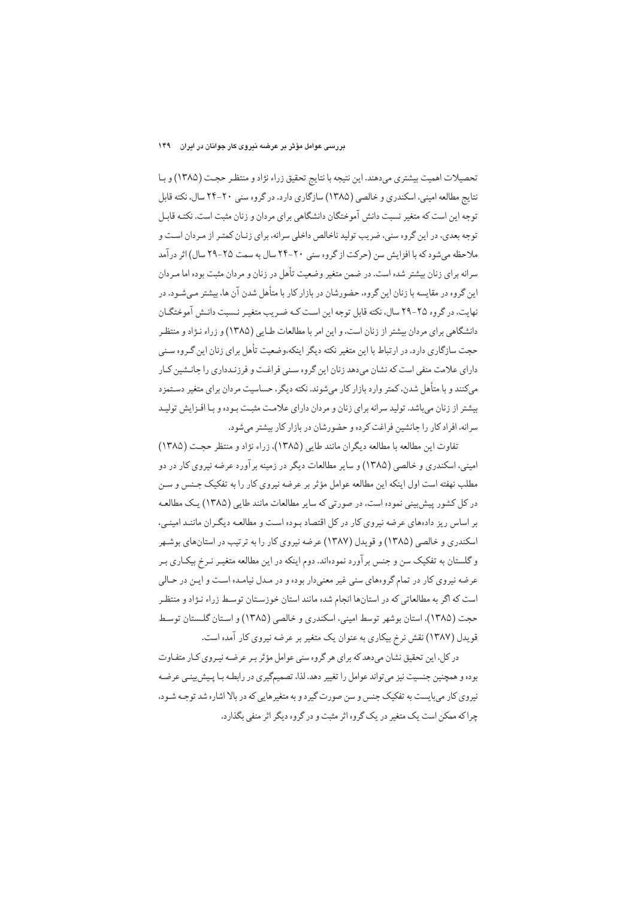تحصیلات اهمیت بیشتری می‌دهند. این نتیجه با نتایج تحقیق زراء نژاد و منتظر حجت (۱۳۸۵) و با نتایج مطالعه امینی، اسکندری و خالصی (۱۳۸۵) سازگاری دارد. در گروه سنی ۲۰-۲۴ سال، نکته قابل توجه این است که متغیر نسبت دانش آموختگان دانشگاهی برای مردان و زنان مثبت است. نکته قابل توجه بعدی، در این گروه سنی، ضریب تولید ناخالص داخلی سرانه، برای زنان کمتر از مردان است و ملاحظه می‌شود که با افزایش سن (حرکت از گروه سنی ۲۰-۲۴ سال به سمت ۲۵-۲۹ سال) اثر درآمد سرانه برای زنان بیشتر شده است. در ضمن متغیر وضعیت تأهل در زنان و مردان مثبت بوده اما مردان این گروه در مقایسه با زنان این گروه، حضورشان در بازار کار با متأهل شدن آن ها، بیشتر می‌شود. در نهایت، در گروه ۲۵-۲۹ سال، نکته قابل توجه این است که ضریب متغیر نسبت دانش آموختگان دانشگاهی برای مردان بیشتر از زنان است، و این امر با مطالعات طایی (۱۳۸۵) و زراء نژاد و منتظر حجت سازگاری دارد. در ارتباط با این متغیر نکته دیگر اینکه،وضعیت تأهل برای زنان این گروه سنی دارای علامت منفی است که نشان می‌دهد زنان این گروه سنی فراغت و فرزندداری را جانشین کار می‌کنند و با متأهل شدن، کمتر وارد بازار کار می‌شوند. نکته دیگر، حساسیت مردان برای متغیر دستمزد بیشتر از زنان می‌باشد. تولید سرانه برای زنان و مردان دارای علامت مثبت بوده و با افزایش تولید سرانه، افراد کار را جانشین فراغت کرده و حضورشان در بازار کار بیشتر می‌شود.

تفاوت این مطالعه با مطالعه دیگران مانند طایی (۱۳۸۵)، زراء نژاد و منتظر حجت (۱۳۸۵) امینی، اسکندری و خالصی (۱۳۸۵) و سایر مطالعات دیگر در زمینه برآورد عرضه نیروی کار در دو مطلب نهفته است اول اینکه این مطالعه عوامل مؤثر بر عرضه نیروی کار را به تفکیک جنس و سن در کل کشور پیش‌بینی نموده است، در صورتی که سایر مطالعات مانند طایی (۱۳۸۵) یک مطالعه بر اساس ریز داده‌های عرضه نیروی کار در کل اقتصاد بوده است و مطالعه دیگران مانند امینی، اسکندری و خالصی (۱۳۸۵) و قویدل (۱۳۸۷) عرضه نیروی کار را به ترتیب در استان‌های بوشهر و گلستان به تفکیک سن و جنس برآورد نموده‌اند. دوم اینکه در این مطالعه متغیر نرخ بیکاری بر عرضه نیروی کار در تمام گروه‌های سنی غیر معنی‌دار بوده و در مدل نیامده است و این در حالی است که اگر به مطالعاتی که در استان‌ها انجام شده مانند استان خوزستان توسط زراء نژاد و منتظر حجت (۱۳۸۵)، استان بوشهر توسط امینی، اسکندری و خالصی (۱۳۸۵) و استان گلستان توسط قویدل (۱۳۸۷) نقش نرخ بیکاری به عنوان یک متغیر بر عرضه نیروی کار آمده است.

در کل، این تحقیق نشان می‌دهد که برای هر گروه سنی عوامل مؤثر بر عرضه نیروی کار متفاوت بوده و همچنین جنسیت نیز می‌تواند عوامل را تغییر دهد. لذا، تصمیم‌گیری در رابطه با پیش‌بینی عرضه نیروی کار می‌بایست به تفکیک جنس و سن صورت گیرد و به متغیرهایی که در بالا اشاره شد توجه شود، چرا که ممکن است یک متغیر در یک گروه اثر مثبت و در گروه دیگر اثر منفی بگذارد.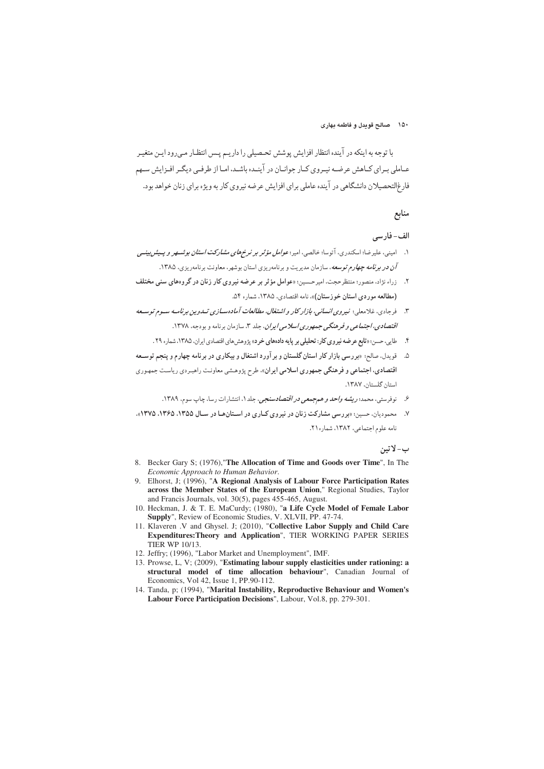با توجه به اینکه در آینده انتظار افزایش پوشش تحصیلی را داریم پس انتظار می‌رود این متغیر عاملی برای کاهش عرضه نیروی کار جوانان در آینده باشد، اما از طرفی دیگر افزایش سهم فارغ‌التحصیلان دانشگاهی در آینده عاملی برای افزایش عرضه نیروی کار به ویژه برای زنان خواهد بود.

## منابع

### الف- فارسی

۱. امینی، علیرضا؛ اسکندری، آتوسا؛ خالصی، امیر؛ ***عوامل مؤثر بر نرخ‌های مشارکت استان بوشهر و پیش‌بینی آن در برنامه چهارم توسعه***، سازمان مدیریت و برنامه‌ریزی استان بوشهر، معاونت برنامه‌ریزی، ۱۳۸۵.

۲. زراء نژاد، منصور؛ منتظرحجت، امیرحسین؛ «**عوامل مؤثر بر عرضه نیروی کار زنان در گروه‌های سنی مختلف (مطالعه موردی استان خوزستان)**»، نامه اقتصادی، ۱۳۸۵، شماره ۵۴.

۳. فرجادی، غلامعلی؛ ***نیروی انسانی، بازارکار و اشتغال، مطالعات آماده‌سازی تدوین برنامه سوم توسعه اقتصادی، اجتماعی و فرهنگی جمهوری اسلامی ایران***، جلد ۳، سازمان برنامه و بودجه، ۱۳۷۸.

۴. طایی، حسن؛ «**تابع عرضه نیروی کار: تحلیلی بر پایه داده‌های خرد**» پژوهش‌های اقتصادی ایران، ۱۳۸۵، شماره ۲۹ .

۵. قویدل، صالح؛ «**بررسی بازار کار استان گلستان و برآورد اشتغال و بیکاری در برنامه چهارم و پنجم توسعه اقتصادی، اجتماعی و فرهنگی جمهوری اسلامی ایران**»، طرح پژوهشی معاونت راهبردی ریاست جمهوری استان گلستان، ۱۳۸۷.

۶. نوفرستی، محمد؛ ***ریشه واحد و هم‌جمعی در اقتصادسنجی***، جلد ۱، انتشارات رسا، چاپ سوم، ۱۳۸۹.

۷. محمودیان، حسین؛ «**بررسی مشارکت زنان در نیروی کاری در استان‌ها در سال ۱۳۵۵، ۱۳۶۵، ۱۳۷۵**»، نامه علوم اجتماعی، ۱۳۸۲، شماره ۲۱.

### ب- لاتین

8. Becker Gary S; (1976),"**The Allocation of Time and Goods over Time**", In The *Economic Approach to Human Behavior*.
9. Elhorst, J; (1996), "**A Regional Analysis of Labour Force Participation Rates across the Member States of the European Union**," Regional Studies, Taylor and Francis Journals, vol. 30(5), pages 455-465, August.
10. Heckman, J. & T. E. MaCurdy; (1980), "**a Life Cycle Model of Female Labor Supply**", Review of Economic Studies, V. XLVII, PP. 47-74.
11. Klaveren .V and Ghysel. J; (2010), "**Collective Labor Supply and Child Care Expenditures:Theory and Application**", TIER WORKING PAPER SERIES TIER WP 10/13.
12. Jeffry; (1996), "Labor Market and Unemployment", IMF.
13. Prowse, L, V; (2009), "**Estimating labour supply elasticities under rationing: a structural model of time allocation behaviour**", Canadian Journal of Economics, Vol 42, Issue 1, PP.90-112.
14. Tanda, p; (1994), "**Marital Instability, Reproductive Behaviour and Women's Labour Force Participation Decisions**", Labour, Vol.8, pp. 279-301.